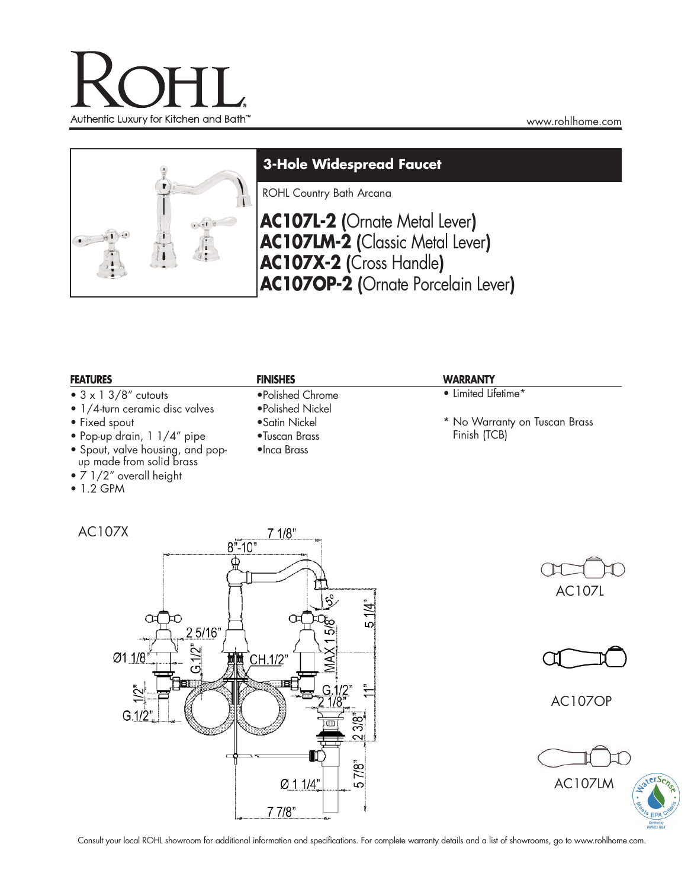# ROHL

Authentic Luxury for Kitchen and Bath™

www.rohlhome.com

## 3-Hole Widespread Faucet

ROHL Country Bath Arcana

**AC107L-2** (Ornate Metal Lever)
**AC107LM-2** (Classic Metal Lever)
**AC107X-2** (Cross Handle)
**AC107OP-2** (Ornate Porcelain Lever)

### FEATURES

- 3 x 1 3/8" cutouts
- 1/4-turn ceramic disc valves
- Fixed spout
- Pop-up drain, 1 1/4" pipe
- Spout, valve housing, and pop-up made from solid brass
- 7 1/2" overall height
- 1.2 GPM

### FINISHES

- Polished Chrome
- Polished Nickel
- Satin Nickel
- Tuscan Brass
- Inca Brass

### WARRANTY

- Limited Lifetime*

\* No Warranty on Tuscan Brass Finish (TCB)

AC107X

7 1/8"
8"-10"
5°
5 1/4"
2 5/16"
MAX 1 5/8"
Ø1 1/8"
G 1/2"
CH.1/2"
1/2"
G.1/2"
G.1/2"
11"
2 1/8"
2 3/8"
5 7/8"
Ø 1 1/4"
7 7/8"

AC107L

AC107OP

AC107LM

WaterSense Meets EPA Criteria
Certified by IAPMO R&T

Consult your local ROHL showroom for additional information and specifications. For complete warranty details and a list of showrooms, go to www.rohlhome.com.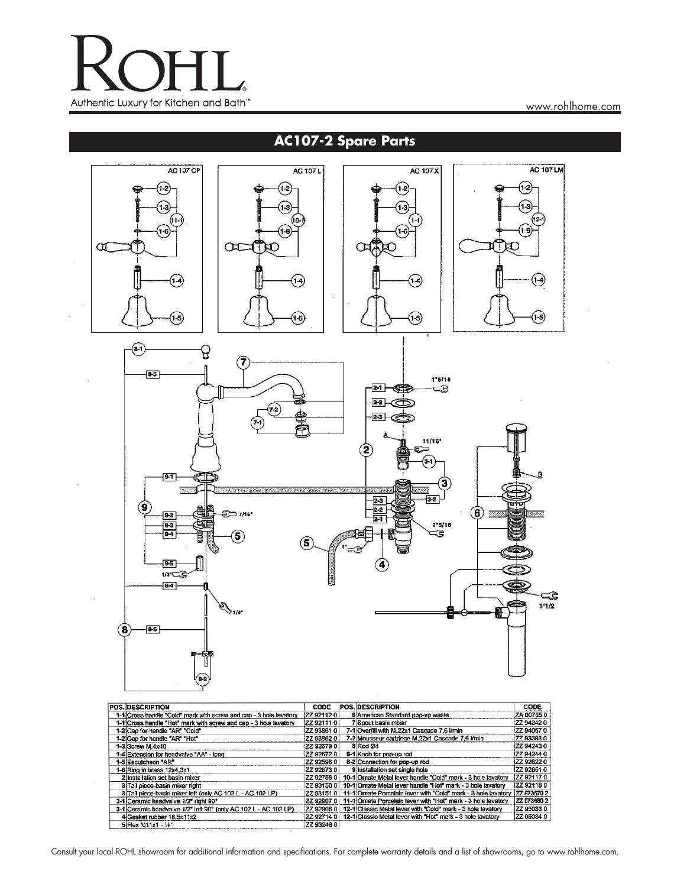# ROHL

Authentic Luxury for Kitchen and Bath™

www.rohlhome.com

## AC107-2 Spare Parts

| POS. | DESCRIPTION | CODE | POS. | DESCRIPTION | CODE |
|---|---|---|---|---|---|
| 1-1 | Cross handle "Cold" mark with screw and cap - 3 hole lavatory | ZZ 92112 0 | 6 | American Standard pop-up waste | ZA 00755 0 |
| 1-1 | Cross handle "Hot" mark with screw and cap - 3 hole lavatory | ZZ 92111 0 | 7 | Spout basin mixer | ZZ 94242 0 |
| 1-2 | Cap for handle "AR" "Cold" | ZZ 93861 0 | 7-1 | Overfill with M.22x1 Cascade 7,6 l/min | ZZ 94057 0 |
| 1-2 | Cap for handle "AR" "Hot" | ZZ 93862 0 | 7-2 | Mousseur cartridge M.22x1 Cascade 7,6 l/min | ZZ 93393 0 |
| 1-3 | Screw M.4x40 | ZZ 92679 0 | 8 | Rod Ø4 | ZZ 94243 0 |
| 1-4 | Extension for headvalve "AA" - long | ZZ 92672 0 | 8-1 | Knob for pop-up rod | ZZ 94244 0 |
| 1-5 | Escutcheon "AR" | ZZ 92598 0 | 8-2 | Connection for pop-up rod | ZZ 92622 0 |
| 1-6 | Ring in brass 12x4,3x1 | ZZ 92673 0 | 9 | Installation set single hole | ZZ 92851 0 |
| 2 | Installation set basin mixer | ZZ 92756 0 | 10-1 | Ornate Metal lever handle "Cold" mark - 3 hole lavatory | ZZ 92117 0 |
| 3 | Tail piece-basin mixer right | ZZ 93150 0 | 10-1 | Ornate Metal lever handle "Hot" mark - 3 hole lavatory | ZZ 92118 0 |
| 3 | Tail piece-basin mixer left (only AC 102 L - AC 102 LP) | ZZ 93151 0 | 11-1 | Ornate Porcelain lever with "Cold" mark - 3 hole lavatory | ZZ 673670 2 |
| 3-1 | Ceramic headvalve 1/2" right 90° | ZZ 92907 0 | 11-1 | Ornate Porcelain lever with "Hot" mark - 3 hole lavatory | ZZ 673680 2 |
| 3-1 | Ceramic headvalve 1/2" left 90° (only AC 102 L - AC 102 LP) | ZZ 92906 0 | 12-1 | Classic Metal lever with "Cold" mark - 3 hole lavatory | ZZ 95033 0 |
| 4 | Gasket rubber 18,5x11x2 | ZZ 92714 0 | 12-1 | Classic Metal lever with "Hot" mark - 3 hole lavatory | ZZ 95034 0 |
| 5 | Flex M11x1 - ½" | ZZ 93248 0 | | | |

Consult your local ROHL showroom for additional information and specifications. For complete warranty details and a list of showrooms, go to www.rohlhome.com.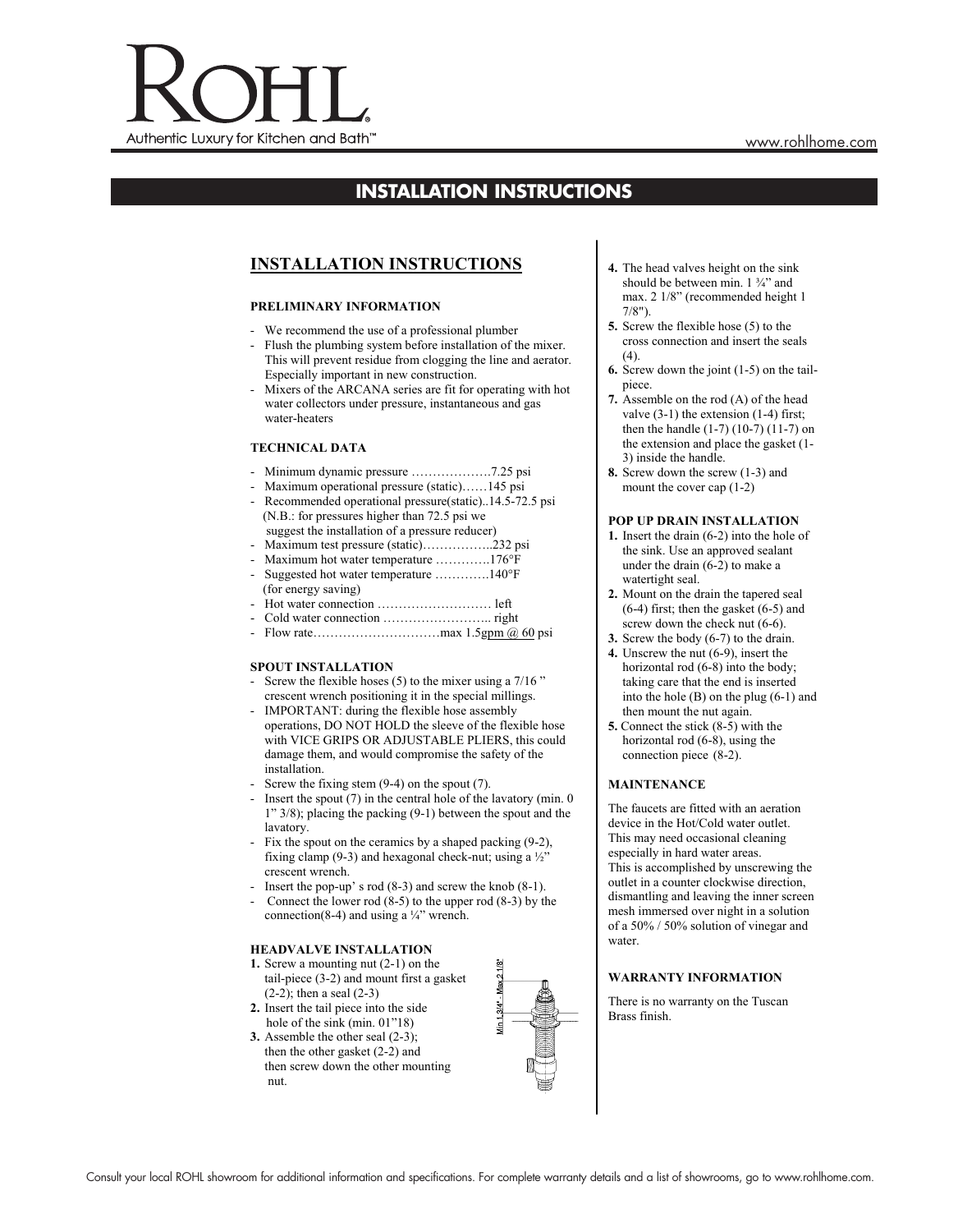# INSTALLATION INSTRUCTIONS

## INSTALLATION INSTRUCTIONS

### PRELIMINARY INFORMATION

- We recommend the use of a professional plumber
- Flush the plumbing system before installation of the mixer. This will prevent residue from clogging the line and aerator. Especially important in new construction.
- Mixers of the ARCANA series are fit for operating with hot water collectors under pressure, instantaneous and gas water-heaters

### TECHNICAL DATA

- Minimum dynamic pressure ……………….7.25 psi
- Maximum operational pressure (static)……145 psi
- Recommended operational pressure(static)..14.5-72.5 psi (N.B.: for pressures higher than 72.5 psi we suggest the installation of a pressure reducer)
- Maximum test pressure (static)……………..232 psi
- Maximum hot water temperature ………….176°F
- Suggested hot water temperature ………….140°F (for energy saving)
- Hot water connection ……………………… left
- Cold water connection …………………….. right
- Flow rate…………………………max 1.5gpm @ 60 psi

### SPOUT INSTALLATION

- Screw the flexible hoses (5) to the mixer using a 7/16 " crescent wrench positioning it in the special millings.
- IMPORTANT: during the flexible hose assembly operations, DO NOT HOLD the sleeve of the flexible hose with VICE GRIPS OR ADJUSTABLE PLIERS, this could damage them, and would compromise the safety of the installation.
- Screw the fixing stem (9-4) on the spout (7).
- Insert the spout (7) in the central hole of the lavatory (min. 0 1" 3/8); placing the packing (9-1) between the spout and the lavatory.
- Fix the spout on the ceramics by a shaped packing (9-2), fixing clamp (9-3) and hexagonal check-nut; using a ½" crescent wrench.
- Insert the pop-up' s rod (8-3) and screw the knob (8-1).
- Connect the lower rod (8-5) to the upper rod (8-3) by the connection(8-4) and using a ¼" wrench.

### HEADVALVE INSTALLATION

1. Screw a mounting nut (2-1) on the tail-piece (3-2) and mount first a gasket (2-2); then a seal (2-3)
2. Insert the tail piece into the side hole of the sink (min. 01"18)
3. Assemble the other seal (2-3); then the other gasket (2-2) and then screw down the other mounting nut.

Min 1 3/4" - Max 2 1/8"

4. The head valves height on the sink should be between min. 1 ¾" and max. 2 1/8" (recommended height 1 7/8").
5. Screw the flexible hose (5) to the cross connection and insert the seals (4).
6. Screw down the joint (1-5) on the tail-piece.
7. Assemble on the rod (A) of the head valve (3-1) the extension (1-4) first; then the handle (1-7) (10-7) (11-7) on the extension and place the gasket (1-3) inside the handle.
8. Screw down the screw (1-3) and mount the cover cap (1-2)

### POP UP DRAIN INSTALLATION

1. Insert the drain (6-2) into the hole of the sink. Use an approved sealant under the drain (6-2) to make a watertight seal.
2. Mount on the drain the tapered seal (6-4) first; then the gasket (6-5) and screw down the check nut (6-6).
3. Screw the body (6-7) to the drain.
4. Unscrew the nut (6-9), insert the horizontal rod (6-8) into the body; taking care that the end is inserted into the hole (B) on the plug (6-1) and then mount the nut again.
5. Connect the stick (8-5) with the horizontal rod (6-8), using the connection piece (8-2).

### MAINTENANCE

The faucets are fitted with an aeration device in the Hot/Cold water outlet. This may need occasional cleaning especially in hard water areas.
This is accomplished by unscrewing the outlet in a counter clockwise direction, dismantling and leaving the inner screen mesh immersed over night in a solution of a 50% / 50% solution of vinegar and water.

### WARRANTY INFORMATION

There is no warranty on the Tuscan Brass finish.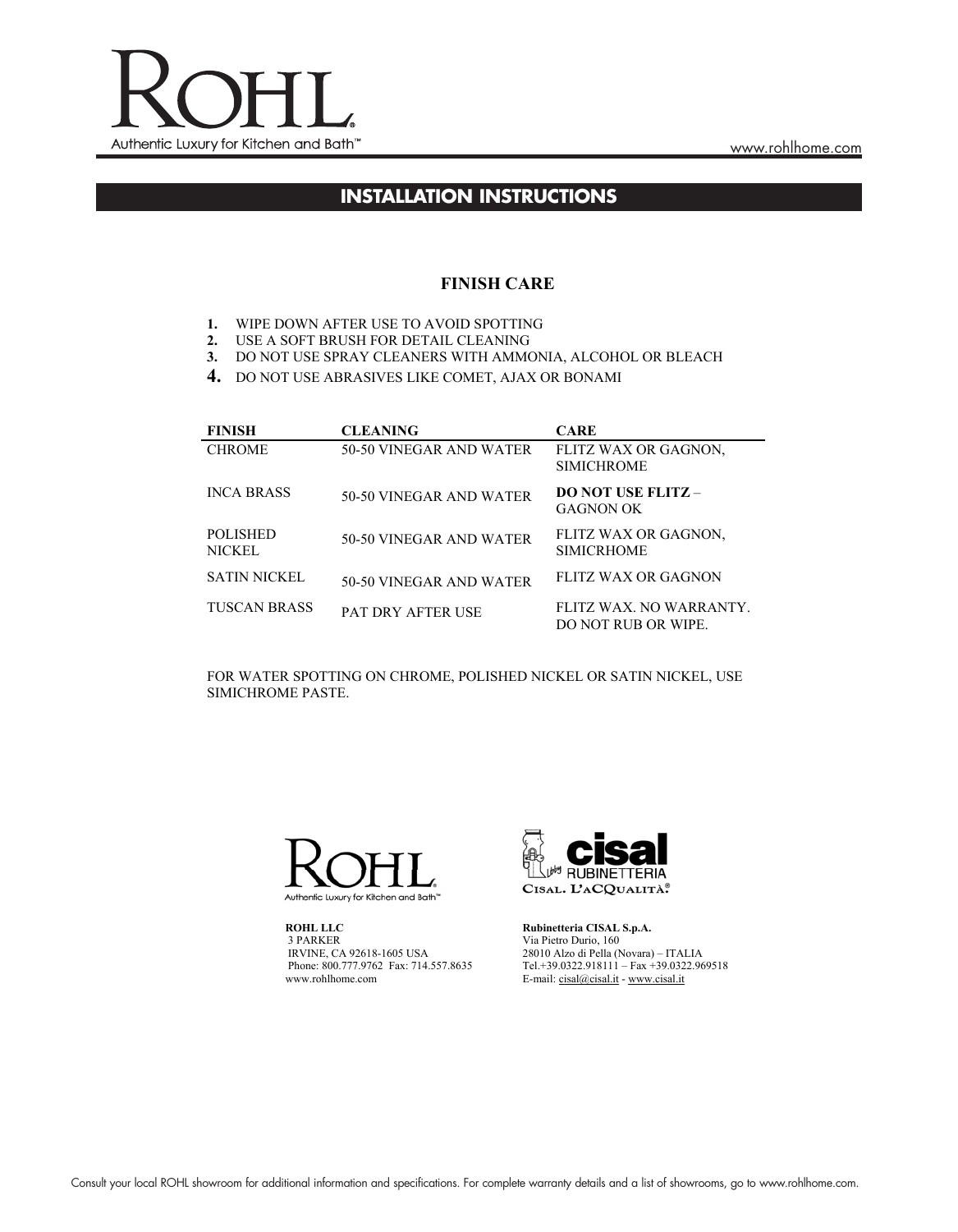# INSTALLATION INSTRUCTIONS

## FINISH CARE

1. WIPE DOWN AFTER USE TO AVOID SPOTTING
2. USE A SOFT BRUSH FOR DETAIL CLEANING
3. DO NOT USE SPRAY CLEANERS WITH AMMONIA, ALCOHOL OR BLEACH
4. DO NOT USE ABRASIVES LIKE COMET, AJAX OR BONAMI

| FINISH | CLEANING | CARE |
|---|---|---|
| CHROME | 50-50 VINEGAR AND WATER | FLITZ WAX OR GAGNON, SIMICHROME |
| INCA BRASS | 50-50 VINEGAR AND WATER | **DO NOT USE FLITZ** – GAGNON OK |
| POLISHED NICKEL | 50-50 VINEGAR AND WATER | FLITZ WAX OR GAGNON, SIMICRHOME |
| SATIN NICKEL | 50-50 VINEGAR AND WATER | FLITZ WAX OR GAGNON |
| TUSCAN BRASS | PAT DRY AFTER USE | FLITZ WAX. NO WARRANTY. DO NOT RUB OR WIPE. |

FOR WATER SPOTTING ON CHROME, POLISHED NICKEL OR SATIN NICKEL, USE SIMICHROME PASTE.

**ROHL LLC**
3 PARKER
IRVINE, CA 92618-1605 USA
Phone: 800.777.9762 Fax: 714.557.8635
www.rohlhome.com

**Rubinetteria CISAL S.p.A.**
Via Pietro Durio, 160
28010 Alzo di Pella (Novara) – ITALIA
Tel.+39.0322.918111 – Fax +39.0322.969518
E-mail: cisal@cisal.it - www.cisal.it

Consult your local ROHL showroom for additional information and specifications. For complete warranty details and a list of showrooms, go to www.rohlhome.com.